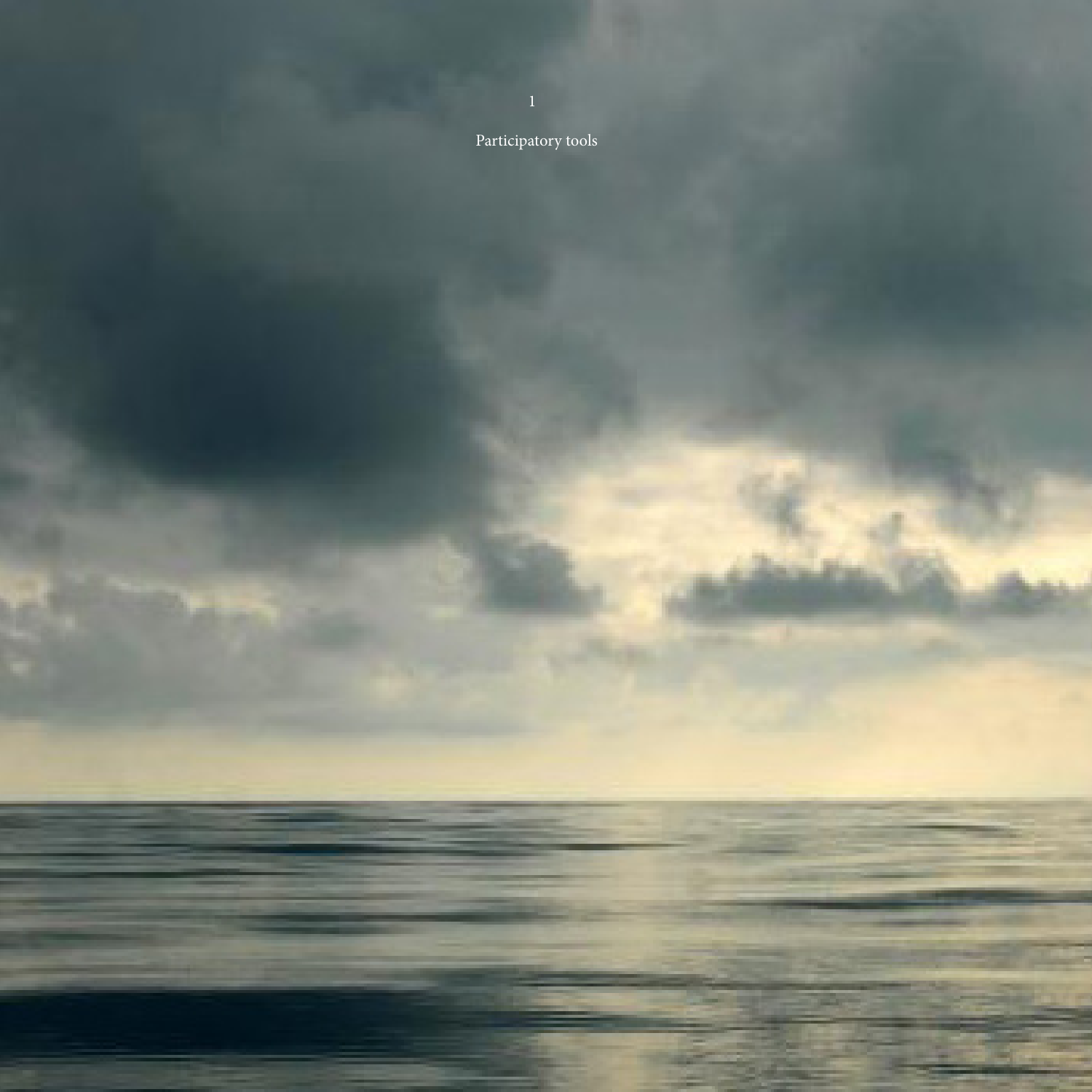# 1

# Participatory tools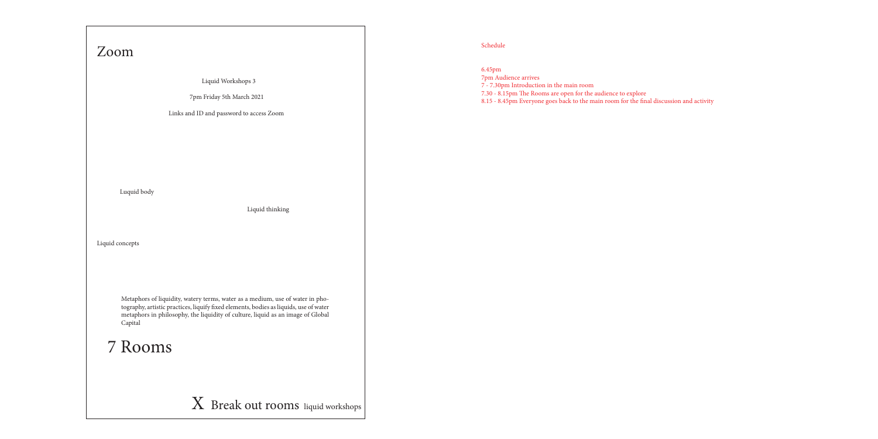# Zoom

Liquid Workshops 3

7pm Friday 5th March 2021

Links and ID and password to access Zoom

Luquid body

Liquid thinking

Liquid concepts

Metaphors of liquidity, watery terms, water as a medium, use of water in photography, artistic practices, liquify fixed elements, bodies as liquids, use of water metaphors in philosophy, the liquidity of culture, liquid as an image of Global Capital

# 7 Rooms

X Break out rooms liquid workshops

Schedule

6.45pm
7pm Audience arrives
7 - 7.30pm Introduction in the main room
7.30 - 8.15pm The Rooms are open for the audience to explore
8.15 - 8.45pm Everyone goes back to the main room for the final discussion and activity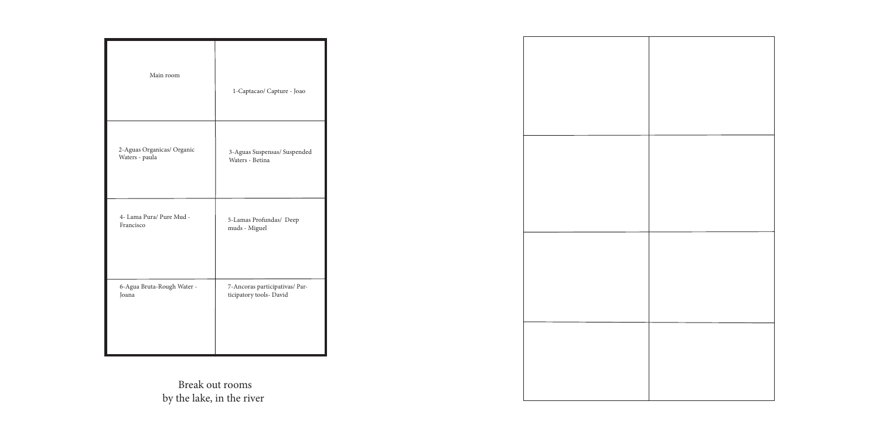| Main room | 1-Captacao/ Capture - Joao |
| --- | --- |
| 2-Aguas Organicas/ Organic Waters - paula | 3-Aguas Suspensas/ Suspended Waters - Betina |
| 4- Lama Pura/ Pure Mud - Francisco | 5-Lamas Profundas/ Deep muds - Miguel |
| 6-Agua Bruta-Rough Water - Joana | 7-Ancoras participativas/ Participatory tools- David |

Break out rooms
by the lake, in the river

| | |
| --- | --- |
| | |
| | |
| | |
| | |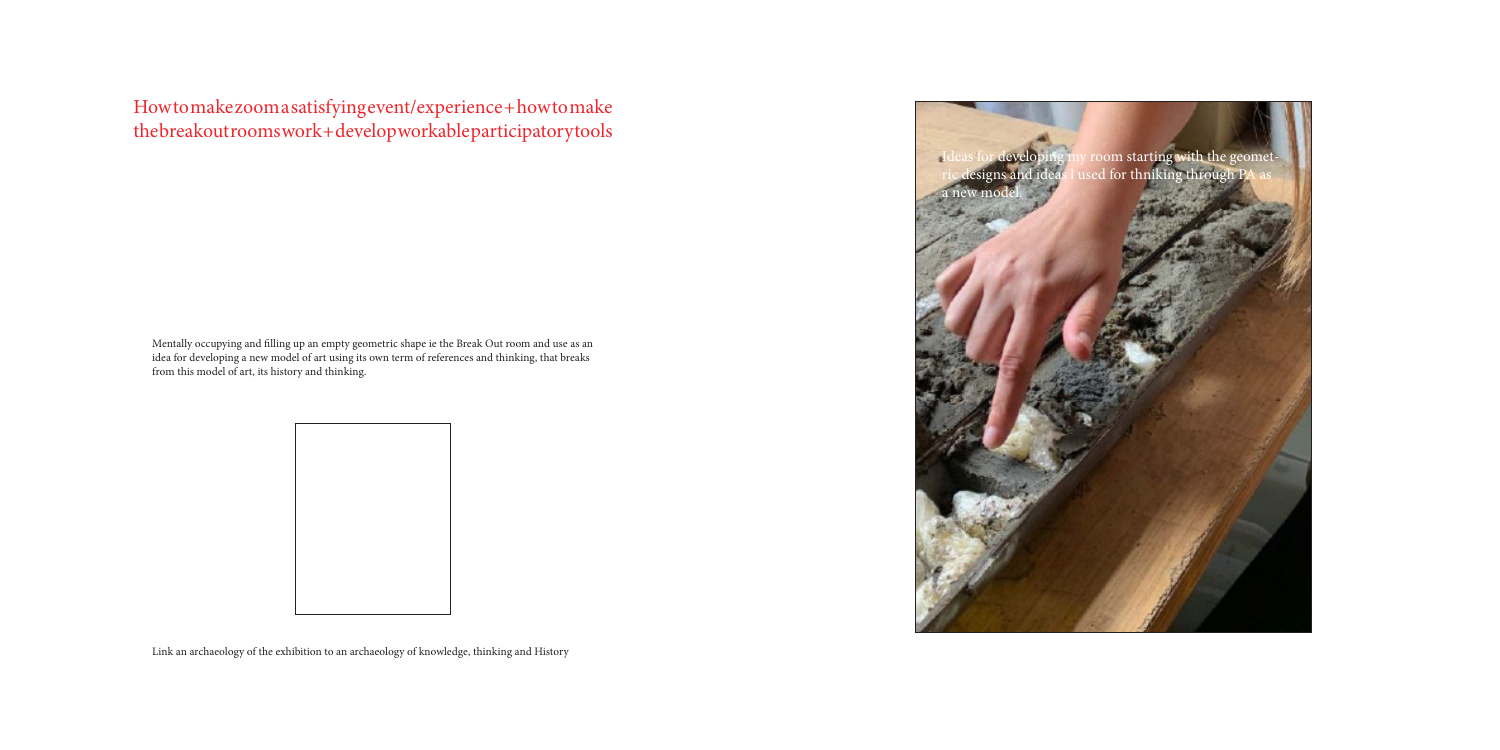# Howtomakezoomasatisfyingevent/experience+howtomake thebreakoutroomswork+developworkableparticipatorytools

Mentally occupying and filling up an empty geometric shape ie the Break Out room and use as an idea for developing a new model of art using its own term of references and thinking, that breaks from this model of art, its history and thinking.

Link an archaeology of the exhibition to an archaeology of knowledge, thinking and History

Ideas for developing my room starting with the geometric designs and ideas I used for thniking through PA as a new model.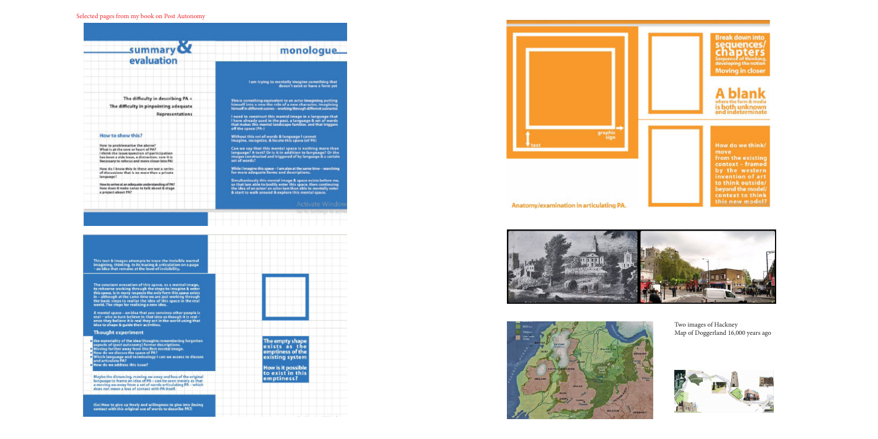Selected pages from my book on Post Autonomy

## summary & evaluation

The difficulty in describing PA +
The difficulty in pinpointing adequate
Representations

### How to show this?

How to problematise the above?
What is at the core or heart of PA?
I think the issue/question of participation has been a side issue, a distraction, now it is Necessary to refocus and move closer into PA!

How do I know this is these are not a series of discussions that is no more than a private language?

How to arrive at an adequate understanding of PA?
How does it make sense to talk about & stage a project about PA?

## monologue

I am trying to mentally imagine something that doesn't exist or have a form yet

This is something equivalent to an actor imagining putting himself into a new the role of a new character, imagining himself in different scenes – working through different scenarios

I need to construct this mental image in a language that I have already used in the past, a language & set of words that makes this mental landscape familiar, and that triggers off the space (PA-)

Without this set of words & language I cannot imagine, recognize, & locate this space (of PA)

Can we say that this mental space is nothing more than language? A text? Or is it in addition to language? Or the images constructed and triggered of by language & a certain set of words?

While I imagine this space – I am also at the same time – searching for more adequate forms and descriptions.

Simultaniously this mental image & space exists before me, so that I am able to bodily enter this space, then continuing the idea of an actor: an actor iam then able to mentally enter & start to walk around & explore this mental space.

This text & images attempts to trace the invisible mental imagining, thinking, to its tracing & articulation on a page – an idea that remains at the level of invisibility.

The constant evocation of this space, as a mental image, to rehearse working through the steps to imagine & enter this space, is in many respects the only form this space exists in – although at the same time we are just working through the basic steps to realize the idea of this space in the real world. The steps for realising a new idea.

A mental space – an idea that you convince other people is real – who in turn believe in that idea as though it is real – once they believe it is real they act in the world using that idea to shape & guide their activities.

### Thought experiment

- the materiality of the idea/thoughts remembering forgotten aspects of (post autonomy) former descriptions.
- Moving further away from this first mental image.
- How do we discuss the space of PA?
- Which language and terminology I can we access to discuss and articulate PA?
- How do we address this issue?

Maybe the distancing, moving aw away and loss of the original language to frame an idea of PA – can be seen merely as that a moving aw away from a set of words articulating PA – which does not mean a loss of contact with PA itself.

(So) How to give up freely and willingness to give into (losing contact with this original use of words to describe PA?)

The empty shape exists as the emptiness of the existing system

How is it possible to exist in this emptiness?

text

graphic sign

Anatomy/examination in articulating PA.

**Break down into sequences/ chapters**
Sequence of thinking, developing the notion
**Moving in closer**

**A blank**
where the form & media
**is both unknown and indeterminate**

How do we think/ move from the existing context – framed by the western invention of art to think outside/ beyond the model/ context to think this new model?

Two images of Hackney
Map of Doggerland 16,000 years ago